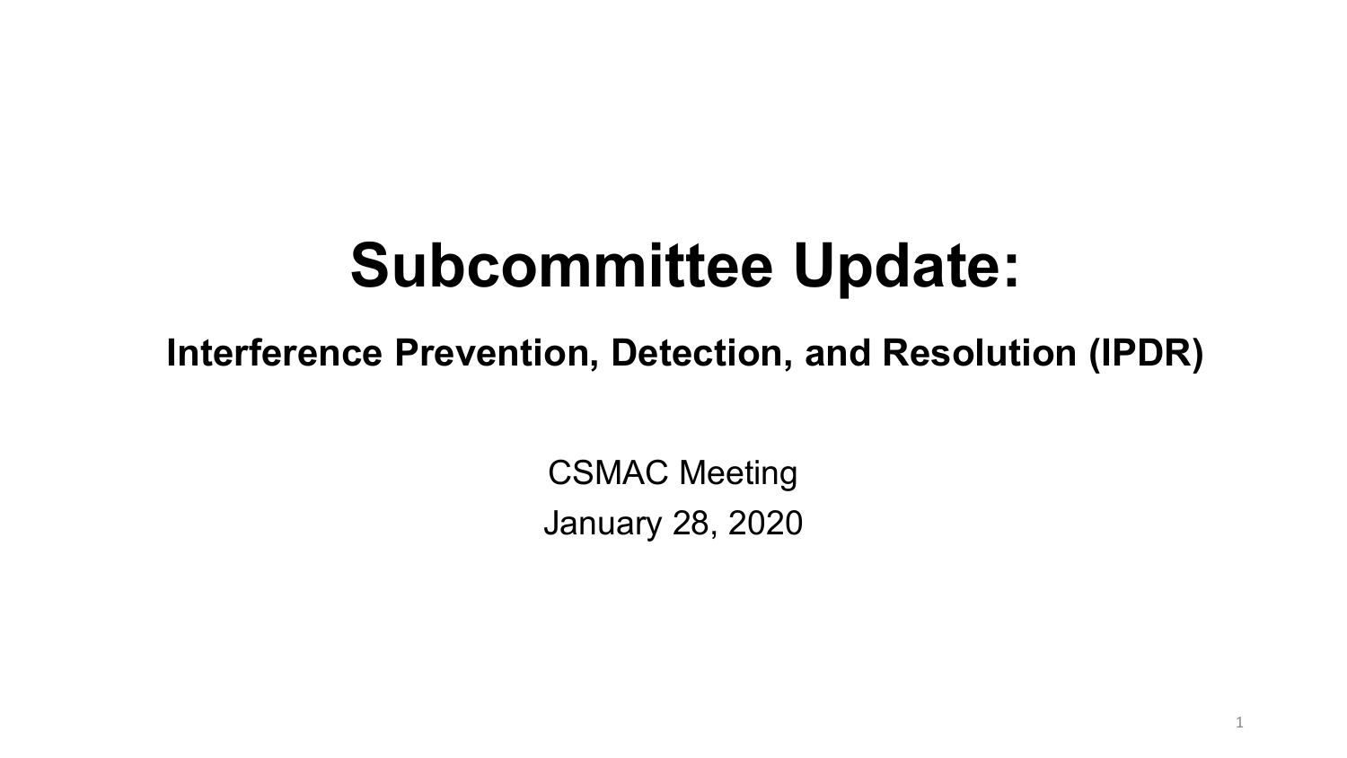# Subcommittee Update:

## Interference Prevention, Detection, and Resolution (IPDR)

CSMAC Meeting

January 28, 2020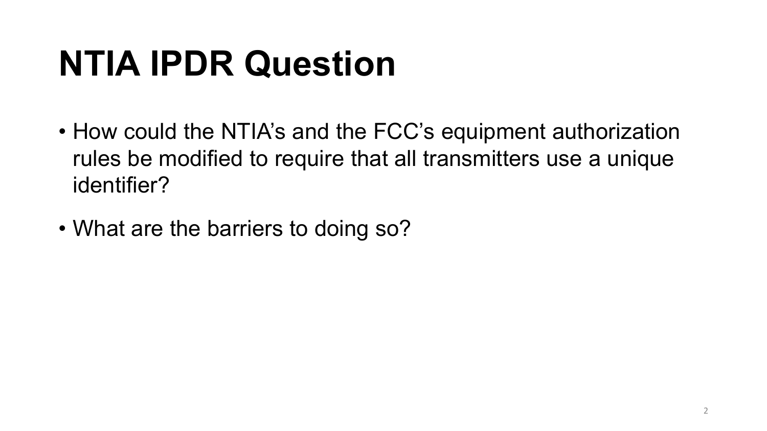# NTIA IPDR Question

- How could the NTIA's and the FCC's equipment authorization rules be modified to require that all transmitters use a unique identifier?
- What are the barriers to doing so?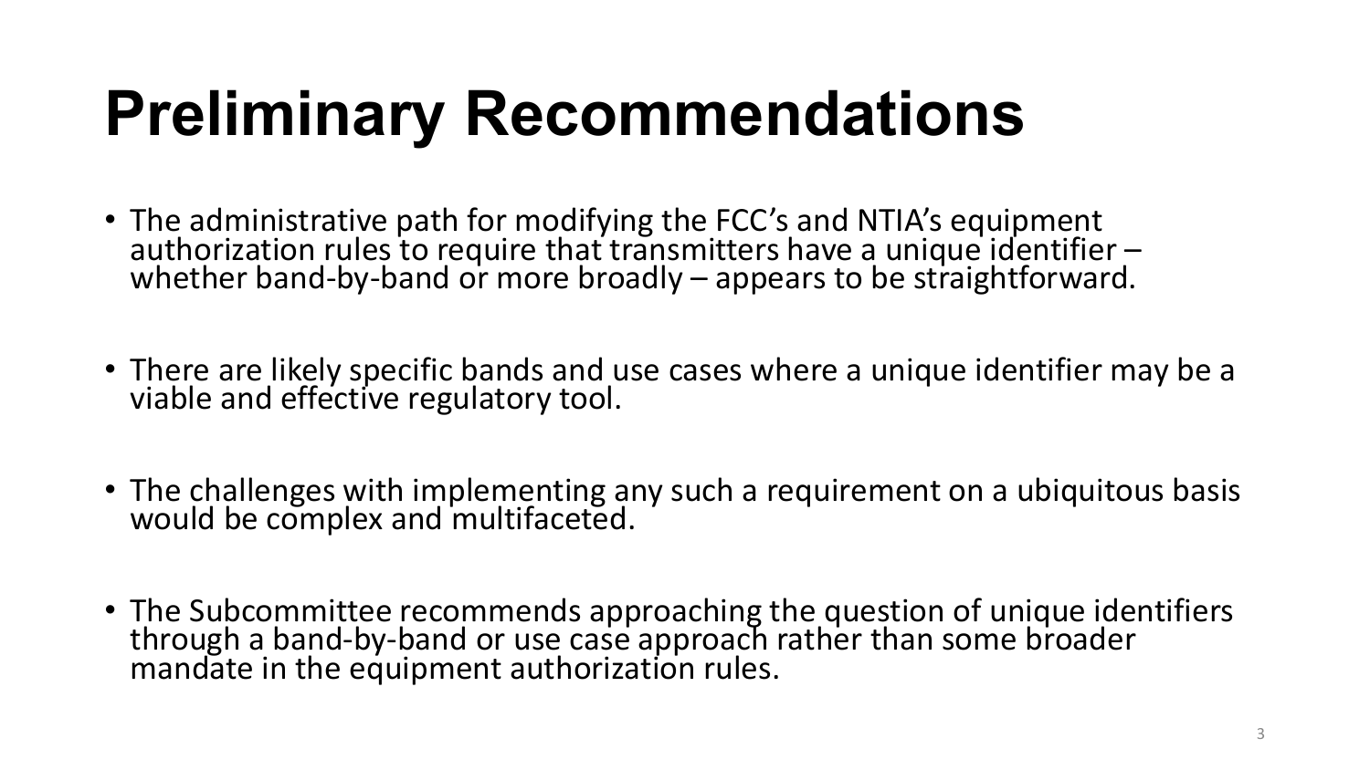# Preliminary Recommendations

- The administrative path for modifying the FCC's and NTIA's equipment authorization rules to require that transmitters have a unique identifier – whether band-by-band or more broadly – appears to be straightforward.
- There are likely specific bands and use cases where a unique identifier may be a viable and effective regulatory tool.
- The challenges with implementing any such a requirement on a ubiquitous basis would be complex and multifaceted.
- The Subcommittee recommends approaching the question of unique identifiers through a band-by-band or use case approach rather than some broader mandate in the equipment authorization rules.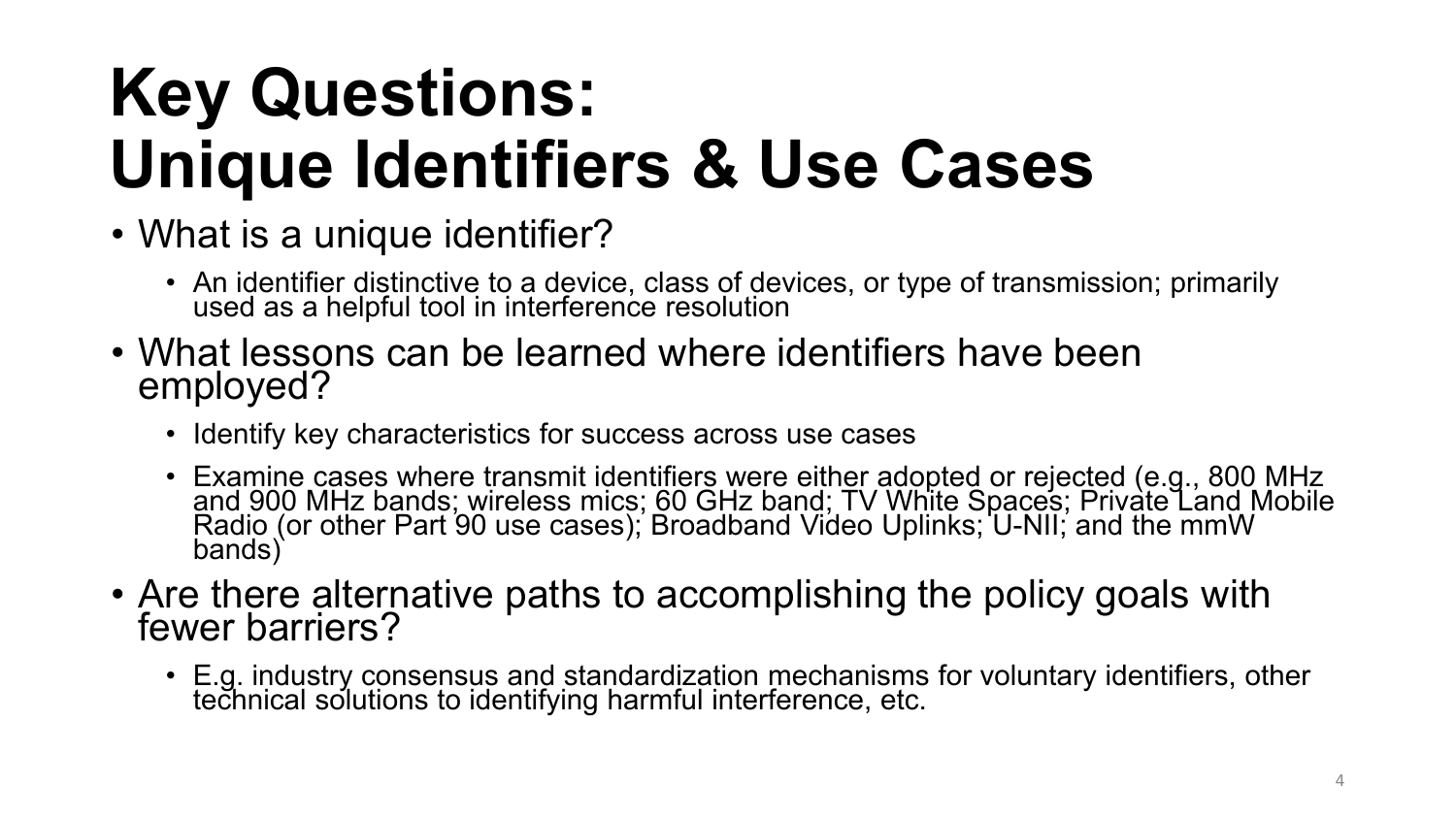# Key Questions: Unique Identifiers & Use Cases

- What is a unique identifier?
  - An identifier distinctive to a device, class of devices, or type of transmission; primarily used as a helpful tool in interference resolution
- What lessons can be learned where identifiers have been employed?
  - Identify key characteristics for success across use cases
  - Examine cases where transmit identifiers were either adopted or rejected (e.g., 800 MHz and 900 MHz bands; wireless mics; 60 GHz band; TV White Spaces; Private Land Mobile Radio (or other Part 90 use cases); Broadband Video Uplinks; U-NII; and the mmW bands)
- Are there alternative paths to accomplishing the policy goals with fewer barriers?
  - E.g. industry consensus and standardization mechanisms for voluntary identifiers, other technical solutions to identifying harmful interference, etc.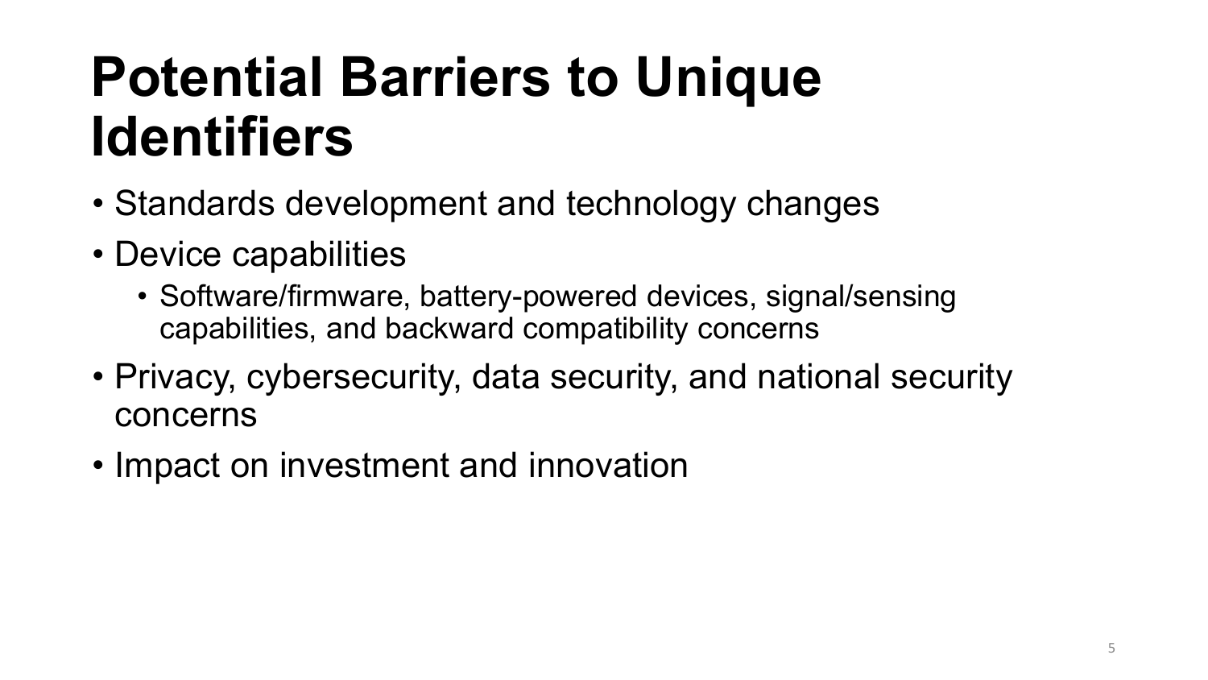# Potential Barriers to Unique Identifiers

- Standards development and technology changes
- Device capabilities
  - Software/firmware, battery-powered devices, signal/sensing capabilities, and backward compatibility concerns
- Privacy, cybersecurity, data security, and national security concerns
- Impact on investment and innovation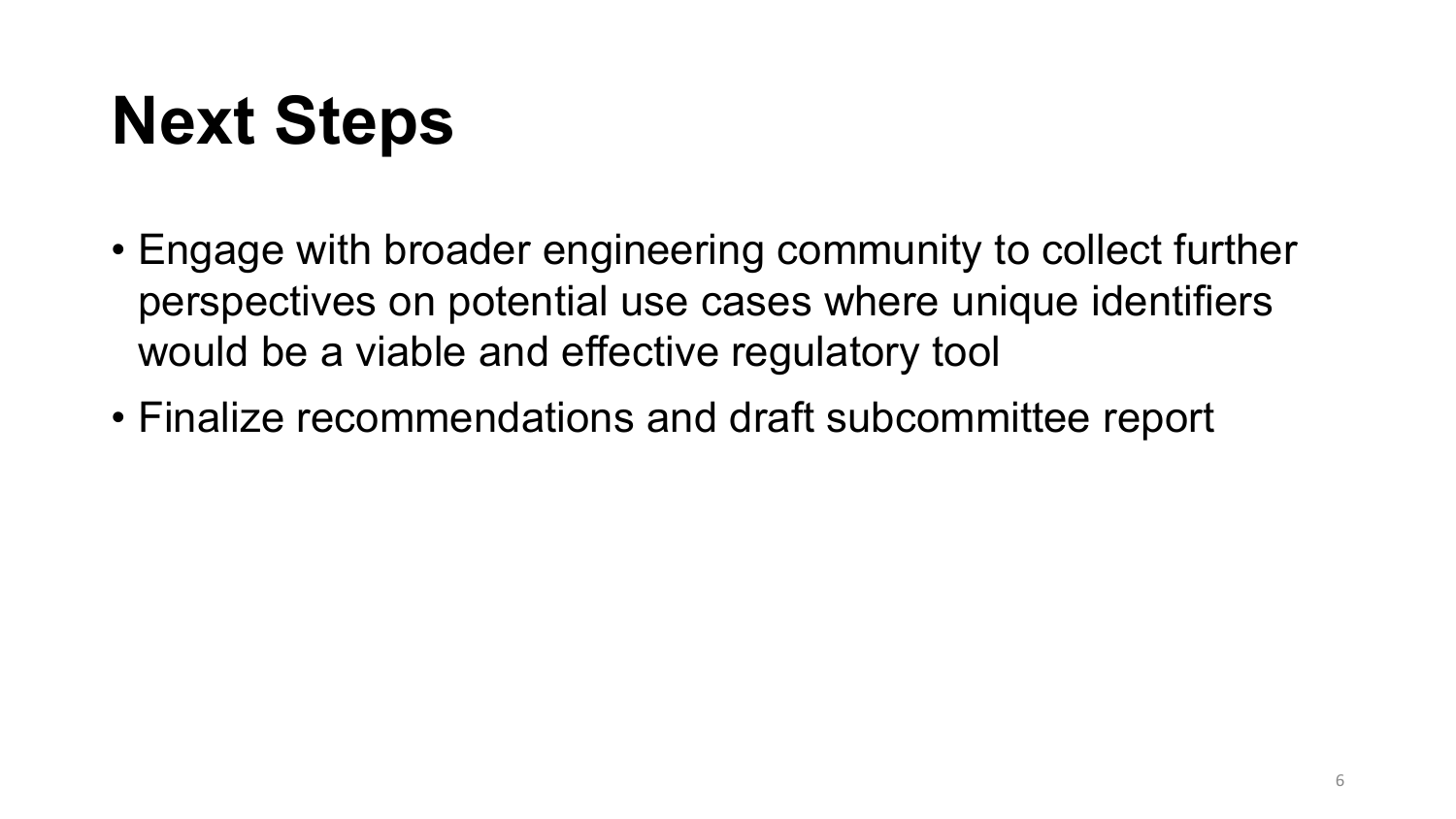# Next Steps

- Engage with broader engineering community to collect further perspectives on potential use cases where unique identifiers would be a viable and effective regulatory tool
- Finalize recommendations and draft subcommittee report